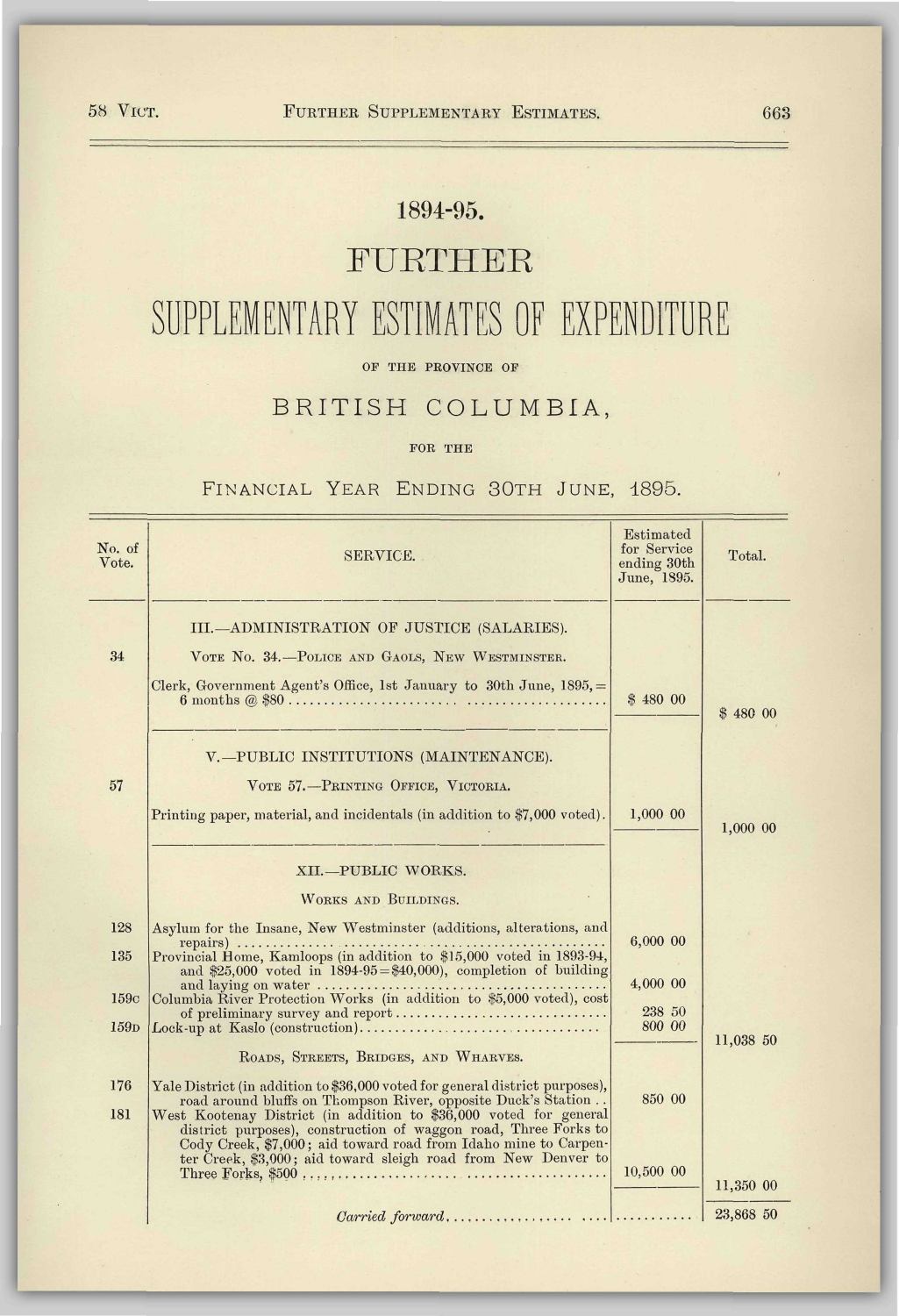# 1894-95.

# FURTHER

# SUPPLEMENTARY ESTIMATES OF EXPENDITURE

OF THE PROVINCE OF

## BRITISH COLUMBIA,

FOR THE

### FINANCIAL YEAR ENDING 30TH JUNE, 1895.

| No. of Vote. | SERVICE. | Estimated for Service ending 30th June, 1895. | Total. |
|---|---|---|---|
| | III.—ADMINISTRATION OF JUSTICE (SALARIES). | | |
| 34 | VOTE No. 34.—POLICE AND GAOLS, NEW WESTMINSTER. | | |
| | Clerk, Government Agent's Office, 1st January to 30th June, 1895, = 6 months @ $80 | $ 480 00 | $ 480 00 |
| | V.—PUBLIC INSTITUTIONS (MAINTENANCE). | | |
| 57 | VOTE 57.—PRINTING OFFICE, VICTORIA. | | |
| | Printing paper, material, and incidentals (in addition to $7,000 voted). | 1,000 00 | 1,000 00 |
| | XII.—PUBLIC WORKS. | | |
| | WORKS AND BUILDINGS. | | |
| 128 | Asylum for the Insane, New Westminster (additions, alterations, and repairs) | 6,000 00 | |
| 135 | Provincial Home, Kamloops (in addition to $15,000 voted in 1893-94, and $25,000 voted in 1894-95=$40,000), completion of building and laying on water | 4,000 00 | |
| 159C | Columbia River Protection Works (in addition to $5,000 voted), cost of preliminary survey and report | 238 50 | |
| 159D | Lock-up at Kaslo (construction) | 800 00 | 11,038 50 |
| | ROADS, STREETS, BRIDGES, AND WHARVES. | | |
| 176 | Yale District (in addition to $36,000 voted for general district purposes), road around bluffs on Thompson River, opposite Duck's Station | 850 00 | |
| 181 | West Kootenay District (in addition to $36,000 voted for general district purposes), construction of waggon road, Three Forks to Cody Creek, $7,000; aid toward road from Idaho mine to Carpenter Creek, $3,000; aid toward sleigh road from New Denver to Three Forks, $500 | 10,500 00 | 11,350 00 |
| | *Carried forward* | | 23,868 50 |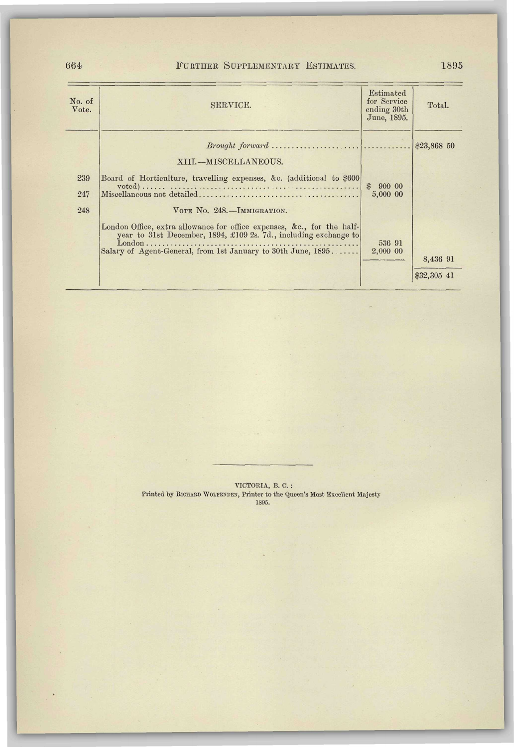| No. of Vote. | SERVICE. | Estimated for Service ending 30th June, 1895. | Total. |
|---|---|---|---|
| | *Brought forward* ...................... | ............ | $23,868 50 |
| | XIII.—MISCELLANEOUS. | | |
| 239 | Board of Horticulture, travelling expenses, &c. (additional to $600 voted) ...... | $ 900 00 | |
| 247 | Miscellaneous not detailed ...... | 5,000 00 | |
| 248 | VOTE No. 248.—IMMIGRATION. | | |
| | London Office, extra allowance for office expenses, &c., for the half-year to 31st December, 1894, £109 2s. 7d., including exchange to London ...... | 536 91 | |
| | Salary of Agent-General, from 1st January to 30th June, 1895 ...... | 2,000 00 | |
| | | | 8,436 91 |
| | | | $32,305 41 |

---

VICTORIA, B. C.:
Printed by RICHARD WOLFENDEN, Printer to the Queen's Most Excellent Majesty
1895.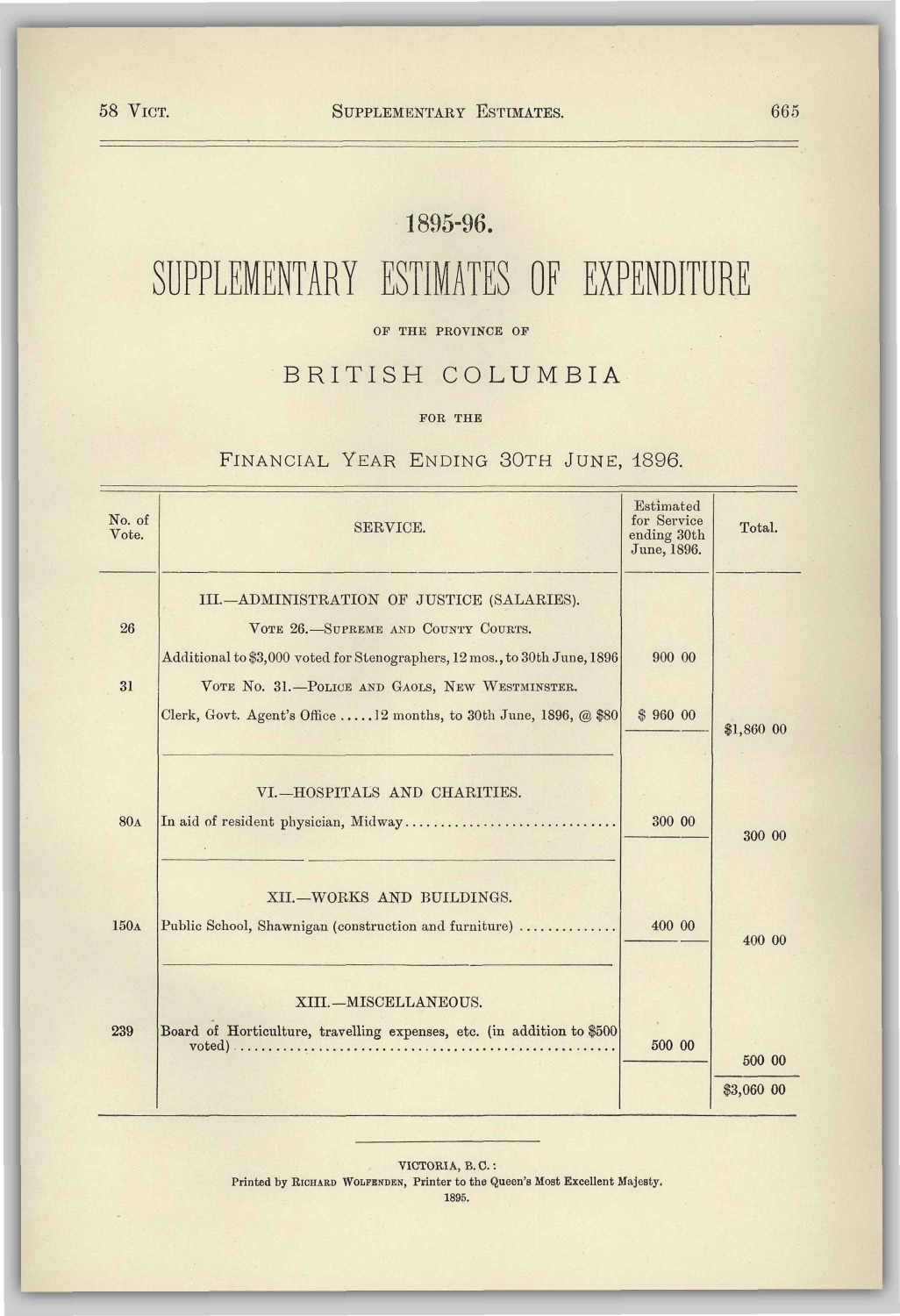# 1895-96.

# SUPPLEMENTARY ESTIMATES OF EXPENDITURE

OF THE PROVINCE OF

## BRITISH COLUMBIA

FOR THE

### FINANCIAL YEAR ENDING 30TH JUNE, 1896.

| No. of Vote. | SERVICE. | Estimated for Service ending 30th June, 1896. | Total. |
|---|---|---|---|
| | III.—ADMINISTRATION OF JUSTICE (SALARIES). | | |
| 26 | VOTE 26.—SUPREME AND COUNTY COURTS. | | |
| | Additional to $3,000 voted for Stenographers, 12 mos., to 30th June, 1896 | 900 00 | |
| 31 | VOTE NO. 31.—POLICE AND GAOLS, NEW WESTMINSTER. | | |
| | Clerk, Govt. Agent's Office ..... 12 months, to 30th June, 1896, @ $80 | $ 960 00 | $1,860 00 |
| | VI.—HOSPITALS AND CHARITIES. | | |
| 80A | In aid of resident physician, Midway ............................ | 300 00 | 300 00 |
| | XII.—WORKS AND BUILDINGS. | | |
| 150A | Public School, Shawnigan (construction and furniture) ............. | 400 00 | 400 00 |
| | XIII.—MISCELLANEOUS. | | |
| 239 | Board of Horticulture, travelling expenses, etc. (in addition to $500 voted) ............................................ | 500 00 | 500 00 |
| | | | $3,060 00 |

VICTORIA, B. C.:
Printed by RICHARD WOLFENDEN, Printer to the Queen's Most Excellent Majesty.
1895.